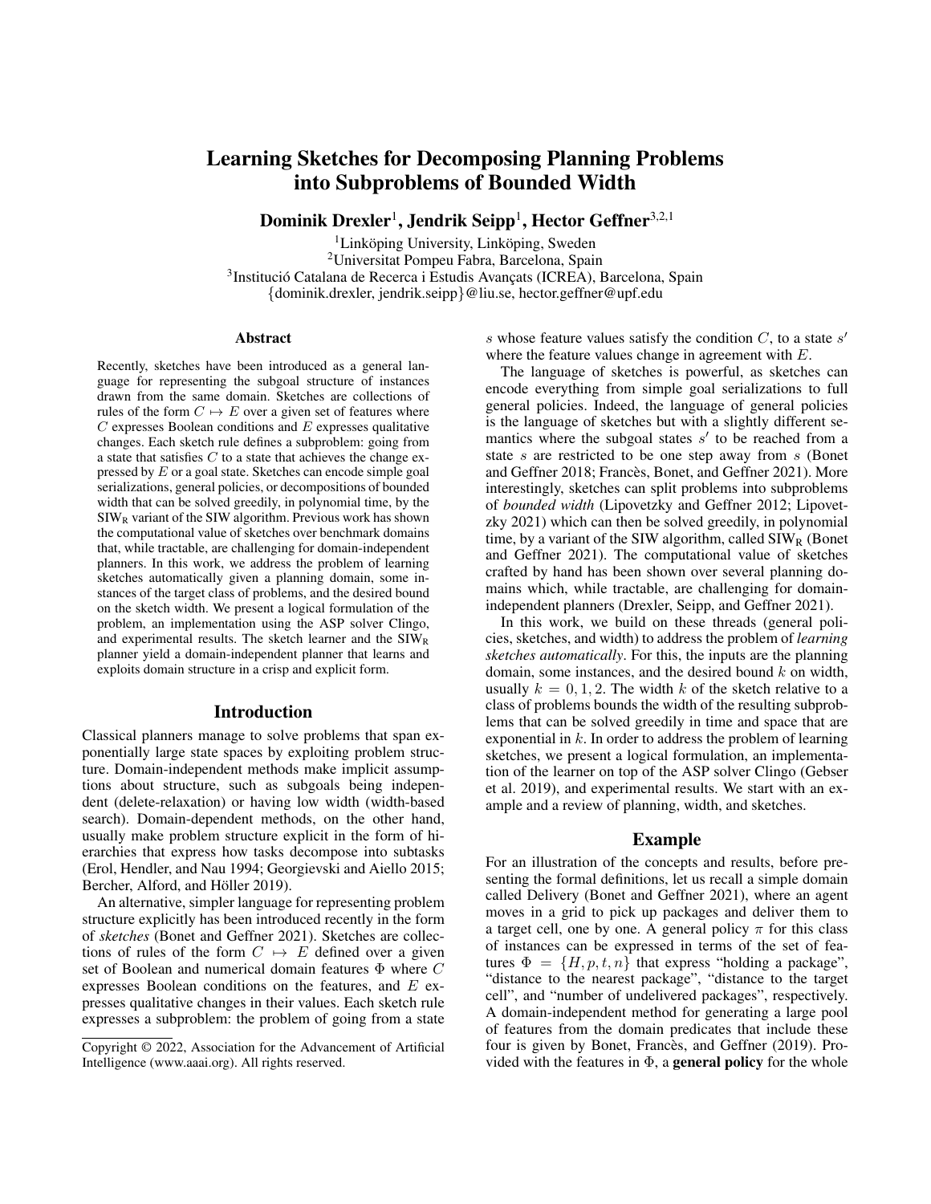# Learning Sketches for Decomposing Planning Problems into Subproblems of Bounded Width

**Dominik Drexler**[1], **Jendrik Seipp**[1], **Hector Geffner**[3,2,1]

[1]Linköping University, Linköping, Sweden
[2]Universitat Pompeu Fabra, Barcelona, Spain
[3]Institució Catalana de Recerca i Estudis Avançats (ICREA), Barcelona, Spain
{dominik.drexler, jendrik.seipp}@liu.se, hector.geffner@upf.edu

## Abstract

Recently, sketches have been introduced as a general language for representing the subgoal structure of instances drawn from the same domain. Sketches are collections of rules of the form $C \mapsto E$ over a given set of features where $C$ expresses Boolean conditions and $E$ expresses qualitative changes. Each sketch rule defines a subproblem: going from a state that satisfies $C$ to a state that achieves the change expressed by $E$ or a goal state. Sketches can encode simple goal serializations, general policies, or decompositions of bounded width that can be solved greedily, in polynomial time, by the $\text{SIW}_\text{R}$ variant of the SIW algorithm. Previous work has shown the computational value of sketches over benchmark domains that, while tractable, are challenging for domain-independent planners. In this work, we address the problem of learning sketches automatically given a planning domain, some instances of the target class of problems, and the desired bound on the sketch width. We present a logical formulation of the problem, an implementation using the ASP solver Clingo, and experimental results. The sketch learner and the $\text{SIW}_\text{R}$ planner yield a domain-independent planner that learns and exploits domain structure in a crisp and explicit form.

## Introduction

Classical planners manage to solve problems that span exponentially large state spaces by exploiting problem structure. Domain-independent methods make implicit assumptions about structure, such as subgoals being independent (delete-relaxation) or having low width (width-based search). Domain-dependent methods, on the other hand, usually make problem structure explicit in the form of hierarchies that express how tasks decompose into subtasks (Erol, Hendler, and Nau 1994; Georgievski and Aiello 2015; Bercher, Alford, and Höller 2019).

An alternative, simpler language for representing problem structure explicitly has been introduced recently in the form of *sketches* (Bonet and Geffner 2021). Sketches are collections of rules of the form $C \mapsto E$ defined over a given set of Boolean and numerical domain features $\Phi$ where $C$ expresses Boolean conditions on the features, and $E$ expresses qualitative changes in their values. Each sketch rule expresses a subproblem: the problem of going from a state $s$ whose feature values satisfy the condition $C$, to a state $s'$ where the feature values change in agreement with $E$.

The language of sketches is powerful, as sketches can encode everything from simple goal serializations to full general policies. Indeed, the language of general policies is the language of sketches but with a slightly different semantics where the subgoal states $s'$ to be reached from a state $s$ are restricted to be one step away from $s$ (Bonet and Geffner 2018; Francès, Bonet, and Geffner 2021). More interestingly, sketches can split problems into subproblems of *bounded width* (Lipovetzky and Geffner 2012; Lipovetzky 2021) which can then be solved greedily, in polynomial time, by a variant of the SIW algorithm, called $\text{SIW}_\text{R}$ (Bonet and Geffner 2021). The computational value of sketches crafted by hand has been shown over several planning domains which, while tractable, are challenging for domain-independent planners (Drexler, Seipp, and Geffner 2021).

In this work, we build on these threads (general policies, sketches, and width) to address the problem of *learning sketches automatically*. For this, the inputs are the planning domain, some instances, and the desired bound $k$ on width, usually $k = 0, 1, 2$. The width $k$ of the sketch relative to a class of problems bounds the width of the resulting subproblems that can be solved greedily in time and space that are exponential in $k$. In order to address the problem of learning sketches, we present a logical formulation, an implementation of the learner on top of the ASP solver Clingo (Gebser et al. 2019), and experimental results. We start with an example and a review of planning, width, and sketches.

## Example

For an illustration of the concepts and results, before presenting the formal definitions, let us recall a simple domain called Delivery (Bonet and Geffner 2021), where an agent moves in a grid to pick up packages and deliver them to a target cell, one by one. A general policy $\pi$ for this class of instances can be expressed in terms of the set of features $\Phi = \{H, p, t, n\}$ that express "holding a package", "distance to the nearest package", "distance to the target cell", and "number of undelivered packages", respectively. A domain-independent method for generating a large pool of features from the domain predicates that include these four is given by Bonet, Francès, and Geffner (2019). Provided with the features in $\Phi$, a **general policy** for the whole

Copyright © 2022, Association for the Advancement of Artificial Intelligence (www.aaai.org). All rights reserved.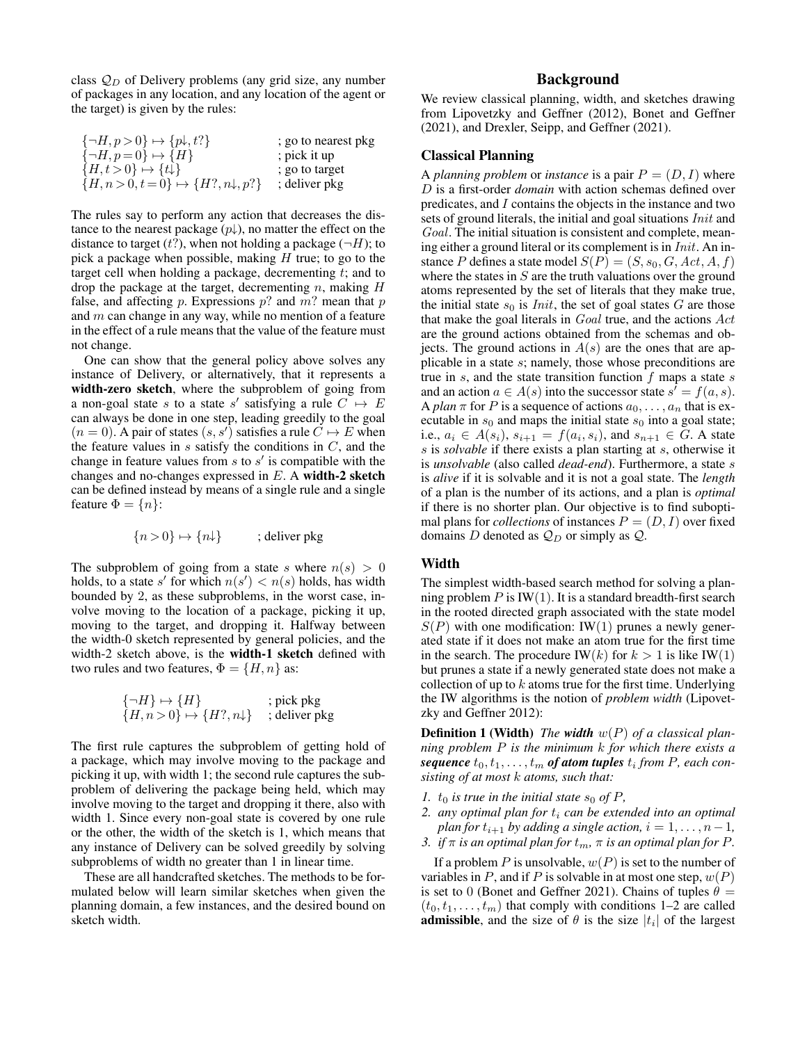class $\mathcal{Q}_D$ of Delivery problems (any grid size, any number of packages in any location, and any location of the agent or the target) is given by the rules:

$$
\begin{array}{ll}
\{\neg H, p>0\} \mapsto \{p\downarrow, t?\} & \text{; go to nearest pkg} \\
\{\neg H, p=0\} \mapsto \{H\} & \text{; pick it up} \\
\{H, t>0\} \mapsto \{t\downarrow\} & \text{; go to target} \\
\{H, n>0, t=0\} \mapsto \{H?, n\downarrow, p?\} & \text{; deliver pkg}
\end{array}
$$

The rules say to perform any action that decreases the distance to the nearest package ($p\downarrow$), no matter the effect on the distance to target ($t?$), when not holding a package ($\neg H$); to pick a package when possible, making $H$ true; to go to the target cell when holding a package, decrementing $t$; and to drop the package at the target, decrementing $n$, making $H$ false, and affecting $p$. Expressions $p?$ and $m?$ mean that $p$ and $m$ can change in any way, while no mention of a feature in the effect of a rule means that the value of the feature must not change.

One can show that the general policy above solves any instance of Delivery, or alternatively, that it represents a **width-zero sketch**, where the subproblem of going from a non-goal state $s$ to a state $s'$ satisfying a rule $C \mapsto E$ can always be done in one step, leading greedily to the goal ($n=0$). A pair of states $(s, s')$ satisfies a rule $C \mapsto E$ when the feature values in $s$ satisfy the conditions in $C$, and the change in feature values from $s$ to $s'$ is compatible with the changes and no-changes expressed in $E$. A **width-2 sketch** can be defined instead by means of a single rule and a single feature $\Phi = \{n\}$:

$$
\{n>0\} \mapsto \{n\downarrow\} \qquad \text{; deliver pkg}
$$

The subproblem of going from a state $s$ where $n(s) > 0$ holds, to a state $s'$ for which $n(s') < n(s)$ holds, has width bounded by 2, as these subproblems, in the worst case, involve moving to the location of a package, picking it up, moving to the target, and dropping it. Halfway between the width-0 sketch represented by general policies, and the width-2 sketch above, is the **width-1 sketch** defined with two rules and two features, $\Phi = \{H, n\}$ as:

$$
\begin{array}{ll}
\{\neg H\} \mapsto \{H\} & \text{; pick pkg} \\
\{H, n>0\} \mapsto \{H?, n\downarrow\} & \text{; deliver pkg}
\end{array}
$$

The first rule captures the subproblem of getting hold of a package, which may involve moving to the package and picking it up, with width 1; the second rule captures the subproblem of delivering the package being held, which may involve moving to the target and dropping it there, also with width 1. Since every non-goal state is covered by one rule or the other, the width of the sketch is 1, which means that any instance of Delivery can be solved greedily by solving subproblems of width no greater than 1 in linear time.

These are all handcrafted sketches. The methods to be formulated below will learn similar sketches when given the planning domain, a few instances, and the desired bound on sketch width.

# Background

We review classical planning, width, and sketches drawing from Lipovetzky and Geffner (2012), Bonet and Geffner (2021), and Drexler, Seipp, and Geffner (2021).

## Classical Planning

A *planning problem* or *instance* is a pair $P = (D, I)$ where $D$ is a first-order *domain* with action schemas defined over predicates, and $I$ contains the objects in the instance and two sets of ground literals, the initial and goal situations $Init$ and $Goal$. The initial situation is consistent and complete, meaning either a ground literal or its complement is in $Init$. An instance $P$ defines a state model $S(P) = (S, s_0, G, Act, A, f)$ where the states in $S$ are the truth valuations over the ground atoms represented by the set of literals that they make true, the initial state $s_0$ is $Init$, the set of goal states $G$ are those that make the goal literals in $Goal$ true, and the actions $Act$ are the ground actions obtained from the schemas and objects. The ground actions in $A(s)$ are the ones that are applicable in a state $s$; namely, those whose preconditions are true in $s$, and the state transition function $f$ maps a state $s$ and an action $a \in A(s)$ into the successor state $s' = f(a, s)$. A *plan* $\pi$ for $P$ is a sequence of actions $a_0, \ldots, a_n$ that is executable in $s_0$ and maps the initial state $s_0$ into a goal state; i.e., $a_i \in A(s_i)$, $s_{i+1} = f(a_i, s_i)$, and $s_{n+1} \in G$. A state $s$ is *solvable* if there exists a plan starting at $s$, otherwise it is *unsolvable* (also called *dead-end*). Furthermore, a state $s$ is *alive* if it is solvable and it is not a goal state. The *length* of a plan is the number of its actions, and a plan is *optimal* if there is no shorter plan. Our objective is to find suboptimal plans for *collections* of instances $P = (D, I)$ over fixed domains $D$ denoted as $\mathcal{Q}_D$ or simply as $\mathcal{Q}$.

## Width

The simplest width-based search method for solving a planning problem $P$ is IW(1). It is a standard breadth-first search in the rooted directed graph associated with the state model $S(P)$ with one modification: IW(1) prunes a newly generated state if it does not make an atom true for the first time in the search. The procedure IW($k$) for $k > 1$ is like IW(1) but prunes a state if a newly generated state does not make a collection of up to $k$ atoms true for the first time. Underlying the IW algorithms is the notion of *problem width* (Lipovetzky and Geffner 2012):

**Definition 1 (Width)** *The **width** $w(P)$ of a classical planning problem $P$ is the minimum $k$ for which there exists a **sequence** $t_0, t_1, \ldots, t_m$ **of atom tuples** $t_i$ from $P$, each consisting of at most $k$ atoms, such that:*

1. *$t_0$ is true in the initial state $s_0$ of $P$,*
2. *any optimal plan for $t_i$ can be extended into an optimal plan for $t_{i+1}$ by adding a single action, $i = 1, \ldots, n-1$,*
3. *if $\pi$ is an optimal plan for $t_m$, $\pi$ is an optimal plan for $P$.*

If a problem $P$ is unsolvable, $w(P)$ is set to the number of variables in $P$, and if $P$ is solvable in at most one step, $w(P)$ is set to 0 (Bonet and Geffner 2021). Chains of tuples $\theta = (t_0, t_1, \ldots, t_m)$ that comply with conditions 1–2 are called **admissible**, and the size of $\theta$ is the size $|t_i|$ of the largest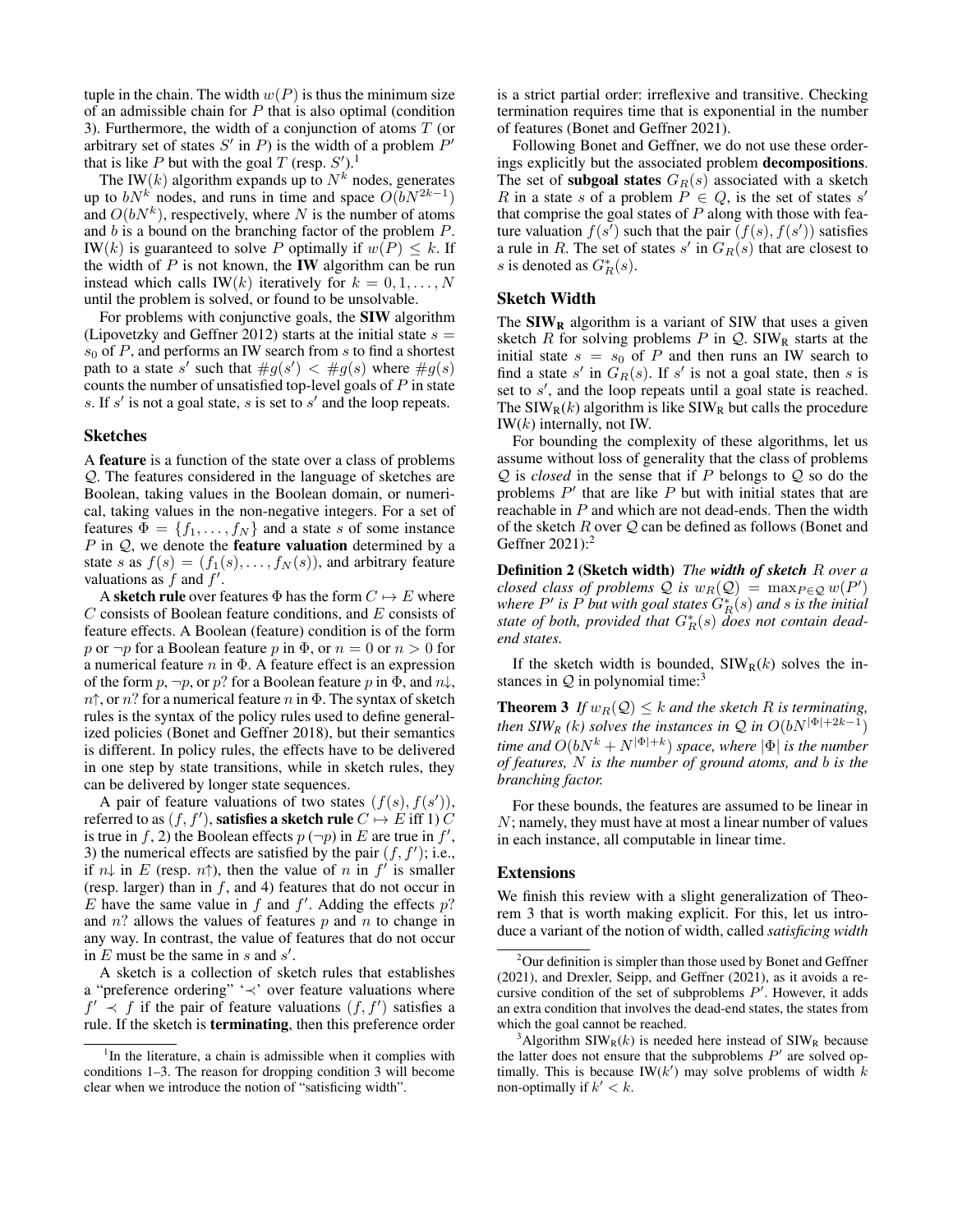tuple in the chain. The width $w(P)$ is thus the minimum size of an admissible chain for $P$ that is also optimal (condition 3). Furthermore, the width of a conjunction of atoms $T$ (or arbitrary set of states $S'$ in $P$) is the width of a problem $P'$ that is like $P$ but with the goal $T$ (resp. $S'$).[1]

The IW($k$) algorithm expands up to $N^k$ nodes, generates up to $bN^k$ nodes, and runs in time and space $O(bN^{2k-1})$ and $O(bN^k)$, respectively, where $N$ is the number of atoms and $b$ is a bound on the branching factor of the problem $P$. IW($k$) is guaranteed to solve $P$ optimally if $w(P) \leq k$. If the width of $P$ is not known, the **IW** algorithm can be run instead which calls IW($k$) iteratively for $k = 0, 1, \ldots, N$ until the problem is solved, or found to be unsolvable.

For problems with conjunctive goals, the **SIW** algorithm (Lipovetzky and Geffner 2012) starts at the initial state $s = s_0$ of $P$, and performs an IW search from $s$ to find a shortest path to a state $s'$ such that $\#g(s') < \#g(s)$ where $\#g(s)$ counts the number of unsatisfied top-level goals of $P$ in state $s$. If $s'$ is not a goal state, $s$ is set to $s'$ and the loop repeats.

## Sketches

A **feature** is a function of the state over a class of problems $\mathcal{Q}$. The features considered in the language of sketches are Boolean, taking values in the Boolean domain, or numerical, taking values in the non-negative integers. For a set of features $\Phi = \{f_1, \ldots, f_N\}$ and a state $s$ of some instance $P$ in $\mathcal{Q}$, we denote the **feature valuation** determined by a state $s$ as $f(s) = (f_1(s), \ldots, f_N(s))$, and arbitrary feature valuations as $f$ and $f'$.

A **sketch rule** over features $\Phi$ has the form $C \mapsto E$ where $C$ consists of Boolean feature conditions, and $E$ consists of feature effects. A Boolean (feature) condition is of the form $p$ or $\neg p$ for a Boolean feature $p$ in $\Phi$, or $n = 0$ or $n > 0$ for a numerical feature $n$ in $\Phi$. A feature effect is an expression of the form $p$, $\neg p$, or $p?$ for a Boolean feature $p$ in $\Phi$, and $n\downarrow$, $n\uparrow$, or $n?$ for a numerical feature $n$ in $\Phi$. The syntax of sketch rules is the syntax of the policy rules used to define generalized policies (Bonet and Geffner 2018), but their semantics is different. In policy rules, the effects have to be delivered in one step by state transitions, while in sketch rules, they can be delivered by longer state sequences.

A pair of feature valuations of two states $(f(s), f(s'))$, referred to as $(f, f')$, **satisfies a sketch rule** $C \mapsto E$ iff 1) $C$ is true in $f$, 2) the Boolean effects $p$ ($\neg p$) in $E$ are true in $f'$, 3) the numerical effects are satisfied by the pair $(f, f')$; i.e., if $n\downarrow$ in $E$ (resp. $n\uparrow$), then the value of $n$ in $f'$ is smaller (resp. larger) than in $f$, and 4) features that do not occur in $E$ have the same value in $f$ and $f'$. Adding the effects $p?$ and $n?$ allows the values of features $p$ and $n$ to change in any way. In contrast, the value of features that do not occur in $E$ must be the same in $s$ and $s'$.

A sketch is a collection of sketch rules that establishes a "preference ordering" '$\prec$' over feature valuations where $f' \prec f$ if the pair of feature valuations $(f, f')$ satisfies a rule. If the sketch is **terminating**, then this preference order is a strict partial order: irreflexive and transitive. Checking termination requires time that is exponential in the number of features (Bonet and Geffner 2021).

Following Bonet and Geffner, we do not use these orderings explicitly but the associated problem **decompositions**. The set of **subgoal states** $G_R(s)$ associated with a sketch $R$ in a state $s$ of a problem $P \in Q$, is the set of states $s'$ that comprise the goal states of $P$ along with those with feature valuation $f(s')$ such that the pair $(f(s), f(s'))$ satisfies a rule in $R$. The set of states $s'$ in $G_R(s)$ that are closest to $s$ is denoted as $G^*_R(s)$.

## Sketch Width

The $\mathbf{SIW_R}$ algorithm is a variant of SIW that uses a given sketch $R$ for solving problems $P$ in $\mathcal{Q}$. $\text{SIW}_\text{R}$ starts at the initial state $s = s_0$ of $P$ and then runs an IW search to find a state $s'$ in $G_R(s)$. If $s'$ is not a goal state, then $s$ is set to $s'$, and the loop repeats until a goal state is reached. The $\text{SIW}_\text{R}(k)$ algorithm is like $\text{SIW}_\text{R}$ but calls the procedure IW($k$) internally, not IW.

For bounding the complexity of these algorithms, let us assume without loss of generality that the class of problems $\mathcal{Q}$ is *closed* in the sense that if $P$ belongs to $\mathcal{Q}$ so do the problems $P'$ that are like $P$ but with initial states that are reachable in $P$ and which are not dead-ends. Then the width of the sketch $R$ over $\mathcal{Q}$ can be defined as follows (Bonet and Geffner 2021):[2]

**Definition 2 (Sketch width)** *The **width of sketch** $R$ over a closed class of problems $\mathcal{Q}$ is $w_R(\mathcal{Q}) = \max_{P \in \mathcal{Q}} w(P')$ where $P'$ is $P$ but with goal states $G^*_R(s)$ and $s$ is the initial state of both, provided that $G^*_R(s)$ does not contain dead-end states.*

If the sketch width is bounded, $\text{SIW}_\text{R}(k)$ solves the instances in $\mathcal{Q}$ in polynomial time:[3]

**Theorem 3** *If $w_R(\mathcal{Q}) \leq k$ and the sketch $R$ is terminating, then $\text{SIW}_R$ ($k$) solves the instances in $\mathcal{Q}$ in $O(bN^{|\Phi|+2k-1})$ time and $O(bN^k + N^{|\Phi|+k})$ space, where $|\Phi|$ is the number of features, $N$ is the number of ground atoms, and $b$ is the branching factor.*

For these bounds, the features are assumed to be linear in $N$; namely, they must have at most a linear number of values in each instance, all computable in linear time.

## Extensions

We finish this review with a slight generalization of Theorem 3 that is worth making explicit. For this, let us introduce a variant of the notion of width, called *satisficing width*

[1] In the literature, a chain is admissible when it complies with conditions 1–3. The reason for dropping condition 3 will become clear when we introduce the notion of "satisficing width".

[2] Our definition is simpler than those used by Bonet and Geffner (2021), and Drexler, Seipp, and Geffner (2021), as it avoids a recursive condition of the set of subproblems $P'$. However, it adds an extra condition that involves the dead-end states, the states from which the goal cannot be reached.

[3] Algorithm $\text{SIW}_\text{R}(k)$ is needed here instead of $\text{SIW}_\text{R}$ because the latter does not ensure that the subproblems $P'$ are solved optimally. This is because IW($k'$) may solve problems of width $k$ non-optimally if $k' < k$.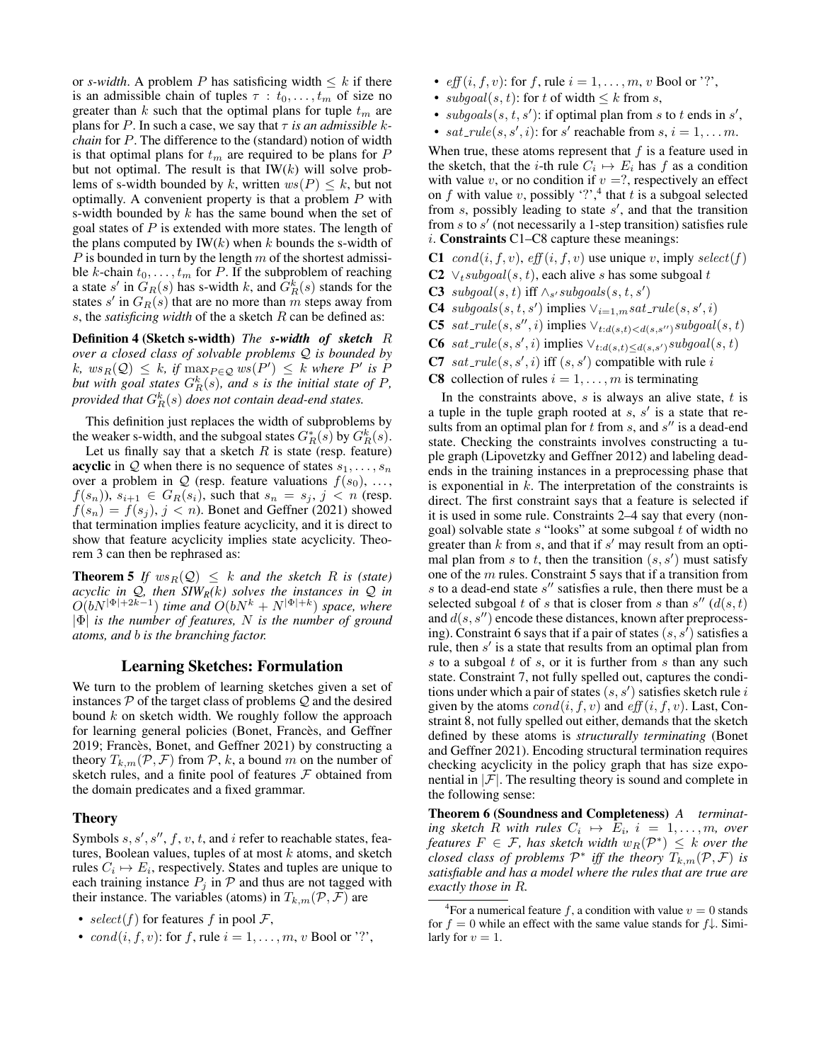or *s-width*. A problem $P$ has satisficing width $\leq k$ if there is an admissible chain of tuples $\tau : t_0, \ldots, t_m$ of size no greater than $k$ such that the optimal plans for tuple $t_m$ are plans for $P$. In such a case, we say that $\tau$ *is an admissible k-chain* for $P$. The difference to the (standard) notion of width is that optimal plans for $t_m$ are required to be plans for $P$ but not optimal. The result is that IW($k$) will solve problems of s-width bounded by $k$, written $ws(P) \leq k$, but not optimally. A convenient property is that a problem $P$ with s-width bounded by $k$ has the same bound when the set of goal states of $P$ is extended with more states. The length of the plans computed by IW($k$) when $k$ bounds the s-width of $P$ is bounded in turn by the length $m$ of the shortest admissible $k$-chain $t_0, \ldots, t_m$ for $P$. If the subproblem of reaching a state $s'$ in $G_R(s)$ has s-width $k$, and $G^k_R(s)$ stands for the states $s'$ in $G_R(s)$ that are no more than $m$ steps away from $s$, the *satisficing width* of a sketch $R$ can be defined as:

**Definition 4 (Sketch s-width)** *The* ***s-width of sketch*** $R$ *over a closed class of solvable problems* $\mathcal{Q}$ *is bounded by* $k$*,* $ws_R(\mathcal{Q}) \leq k$*, if* $\max_{P \in \mathcal{Q}} ws(P') \leq k$ *where* $P'$ *is* $P$ *but with goal states* $G^k_R(s)$*, and* $s$ *is the initial state of* $P$*, provided that* $G^k_R(s)$ *does not contain dead-end states.*

This definition just replaces the width of subproblems by the weaker s-width, and the subgoal states $G^*_R(s)$ by $G^k_R(s)$.

Let us finally say that a sketch $R$ is state (resp. feature) **acyclic** in $\mathcal{Q}$ when there is no sequence of states $s_1, \ldots, s_n$ over a problem in $\mathcal{Q}$ (resp. feature valuations $f(s_0)$, $\ldots$, $f(s_n)$), $s_{i+1} \in G_R(s_i)$, such that $s_n = s_j$, $j < n$ (resp. $f(s_n) = f(s_j)$, $j < n$). Bonet and Geffner (2021) showed that termination implies feature acyclicity, and it is direct to show that feature acyclicity implies state acyclicity. Theorem 3 can then be rephrased as:

**Theorem 5** *If* $ws_R(\mathcal{Q}) \leq k$ *and the sketch* $R$ *is (state) acyclic in* $\mathcal{Q}$*, then SIW*$_R$*(k) solves the instances in* $\mathcal{Q}$ *in* $O(bN^{|\Phi|+2k-1})$ *time and* $O(bN^k + N^{|\Phi|+k})$ *space, where* $|\Phi|$ *is the number of features,* $N$ *is the number of ground atoms, and* $b$ *is the branching factor.*

## Learning Sketches: Formulation

We turn to the problem of learning sketches given a set of instances $\mathcal{P}$ of the target class of problems $\mathcal{Q}$ and the desired bound $k$ on sketch width. We roughly follow the approach for learning general policies (Bonet, Francès, and Geffner 2019; Francès, Bonet, and Geffner 2021) by constructing a theory $T_{k,m}(\mathcal{P}, \mathcal{F})$ from $\mathcal{P}$, $k$, a bound $m$ on the number of sketch rules, and a finite pool of features $\mathcal{F}$ obtained from the domain predicates and a fixed grammar.

### Theory

Symbols $s, s', s'', f, v, t$, and $i$ refer to reachable states, features, Boolean values, tuples of at most $k$ atoms, and sketch rules $C_i \mapsto E_i$, respectively. States and tuples are unique to each training instance $P_j$ in $\mathcal{P}$ and thus are not tagged with their instance. The variables (atoms) in $T_{k,m}(\mathcal{P}, \mathcal{F})$ are

- $select(f)$ for features $f$ in pool $\mathcal{F}$,
- $cond(i, f, v)$: for $f$, rule $i = 1, \ldots, m$, $v$ Bool or '?',
- $eff(i, f, v)$: for $f$, rule $i = 1, \ldots, m$, $v$ Bool or '?',
- $subgoal(s, t)$: for $t$ of width $\leq k$ from $s$,
- $subgoals(s, t, s')$: if optimal plan from $s$ to $t$ ends in $s'$,
- $sat\_rule(s, s', i)$: for $s'$ reachable from $s$, $i = 1, \ldots m$.

When true, these atoms represent that $f$ is a feature used in the sketch, that the $i$-th rule $C_i \mapsto E_i$ has $f$ as a condition with value $v$, or no condition if $v = ?$, respectively an effect on $f$ with value $v$, possibly '?',[4] that $t$ is a subgoal selected from $s$, possibly leading to state $s'$, and that the transition from $s$ to $s'$ (not necessarily a 1-step transition) satisfies rule $i$. **Constraints** C1–C8 capture these meanings:

**C1** $cond(i, f, v)$, $eff(i, f, v)$ use unique $v$, imply $select(f)$

**C2** $\vee_t subgoal(s, t)$, each alive $s$ has some subgoal $t$

**C3** $subgoal(s, t)$ iff $\wedge_{s'} subgoals(s, t, s')$

**C4** $subgoals(s, t, s')$ implies $\vee_{i=1,m} sat\_rule(s, s', i)$

**C5** $sat\_rule(s, s'', i)$ implies $\vee_{t: d(s,t) < d(s,s'')} subgoal(s, t)$

**C6** $sat\_rule(s, s', i)$ implies $\vee_{t: d(s,t) \leq d(s,s')} subgoal(s, t)$

**C7** $sat\_rule(s, s', i)$ iff $(s, s')$ compatible with rule $i$

**C8** collection of rules $i = 1, \ldots, m$ is terminating

In the constraints above, $s$ is always an alive state, $t$ is a tuple in the tuple graph rooted at $s$, $s'$ is a state that results from an optimal plan for $t$ from $s$, and $s''$ is a dead-end state. Checking the constraints involves constructing a tuple graph (Lipovetzky and Geffner 2012) and labeling dead-ends in the training instances in a preprocessing phase that is exponential in $k$. The interpretation of the constraints is direct. The first constraint says that a feature is selected if it is used in some rule. Constraints 2–4 say that every (non-goal) solvable state $s$ "looks" at some subgoal $t$ of width no greater than $k$ from $s$, and that if $s'$ may result from an optimal plan from $s$ to $t$, then the transition $(s, s')$ must satisfy one of the $m$ rules. Constraint 5 says that if a transition from $s$ to a dead-end state $s''$ satisfies a rule, then there must be a selected subgoal $t$ of $s$ that is closer from $s$ than $s''$ ($d(s, t)$ and $d(s, s'')$ encode these distances, known after preprocessing). Constraint 6 says that if a pair of states $(s, s')$ satisfies a rule, then $s'$ is a state that results from an optimal plan from $s$ to a subgoal $t$ of $s$, or it is further from $s$ than any such state. Constraint 7, not fully spelled out, captures the conditions under which a pair of states $(s, s')$ satisfies sketch rule $i$ given by the atoms $cond(i, f, v)$ and $eff(i, f, v)$. Last, Constraint 8, not fully spelled out either, demands that the sketch defined by these atoms is *structurally terminating* (Bonet and Geffner 2021). Encoding structural termination requires checking acyclicity in the policy graph that has size exponential in $|\mathcal{F}|$. The resulting theory is sound and complete in the following sense:

**Theorem 6 (Soundness and Completeness)** *A terminating sketch* $R$ *with rules* $C_i \mapsto E_i$*,* $i = 1, \ldots, m$*, over features* $F \in \mathcal{F}$*, has sketch width* $w_R(\mathcal{P}^*) \leq k$ *over the closed class of problems* $\mathcal{P}^*$ *iff the theory* $T_{k,m}(\mathcal{P}, \mathcal{F})$ *is satisfiable and has a model where the rules that are true are exactly those in* $R$*.*

---

[4] For a numerical feature $f$, a condition with value $v = 0$ stands for $f = 0$ while an effect with the same value stands for $f\downarrow$. Similarly for $v = 1$.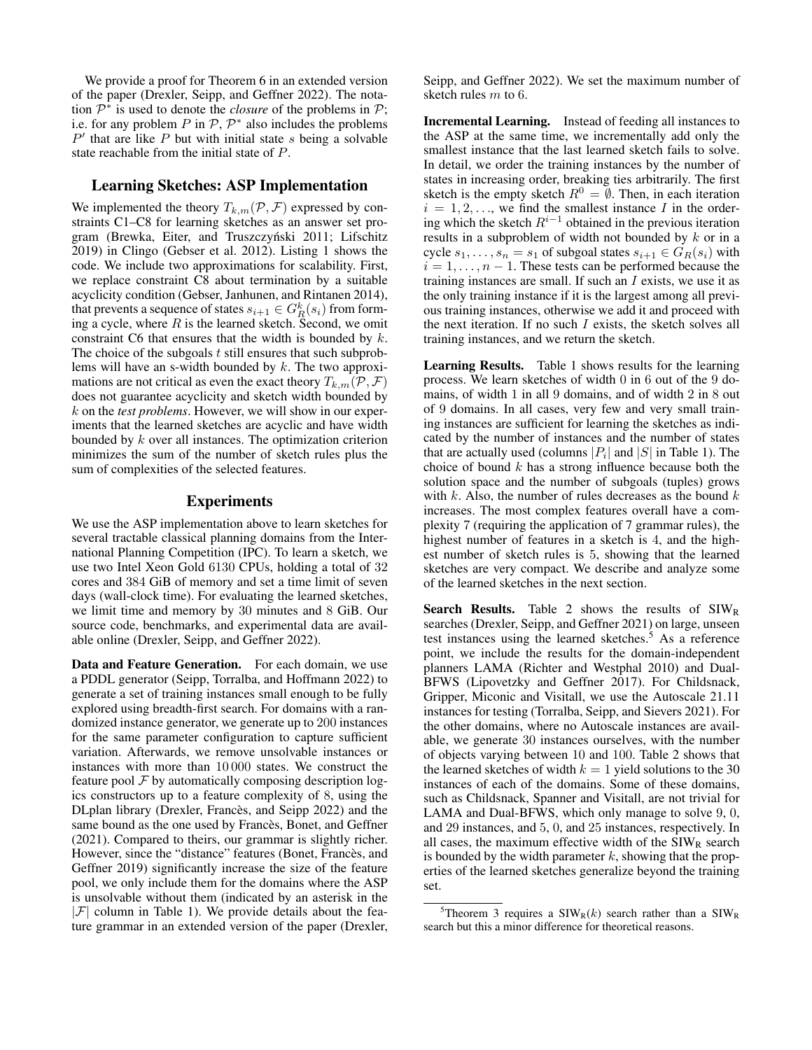We provide a proof for Theorem 6 in an extended version of the paper (Drexler, Seipp, and Geffner 2022). The notation $\mathcal{P}^*$ is used to denote the *closure* of the problems in $\mathcal{P}$; i.e. for any problem $P$ in $\mathcal{P}$, $\mathcal{P}^*$ also includes the problems $P'$ that are like $P$ but with initial state $s$ being a solvable state reachable from the initial state of $P$.

## Learning Sketches: ASP Implementation

We implemented the theory $T_{k,m}(\mathcal{P}, \mathcal{F})$ expressed by constraints C1–C8 for learning sketches as an answer set program (Brewka, Eiter, and Truszczyński 2011; Lifschitz 2019) in Clingo (Gebser et al. 2012). Listing 1 shows the code. We include two approximations for scalability. First, we replace constraint C8 about termination by a suitable acyclicity condition (Gebser, Janhunen, and Rintanen 2014), that prevents a sequence of states $s_{i+1} \in G^k_R(s_i)$ from forming a cycle, where $R$ is the learned sketch. Second, we omit constraint C6 that ensures that the width is bounded by $k$. The choice of the subgoals $t$ still ensures that such subproblems will have an s-width bounded by $k$. The two approximations are not critical as even the exact theory $T_{k,m}(\mathcal{P}, \mathcal{F})$ does not guarantee acyclicity and sketch width bounded by $k$ on the *test problems*. However, we will show in our experiments that the learned sketches are acyclic and have width bounded by $k$ over all instances. The optimization criterion minimizes the sum of the number of sketch rules plus the sum of complexities of the selected features.

## Experiments

We use the ASP implementation above to learn sketches for several tractable classical planning domains from the International Planning Competition (IPC). To learn a sketch, we use two Intel Xeon Gold 6130 CPUs, holding a total of 32 cores and 384 GiB of memory and set a time limit of seven days (wall-clock time). For evaluating the learned sketches, we limit time and memory by 30 minutes and 8 GiB. Our source code, benchmarks, and experimental data are available online (Drexler, Seipp, and Geffner 2022).

**Data and Feature Generation.** For each domain, we use a PDDL generator (Seipp, Torralba, and Hoffmann 2022) to generate a set of training instances small enough to be fully explored using breadth-first search. For domains with a randomized instance generator, we generate up to 200 instances for the same parameter configuration to capture sufficient variation. Afterwards, we remove unsolvable instances or instances with more than 10 000 states. We construct the feature pool $\mathcal{F}$ by automatically composing description logics constructors up to a feature complexity of 8, using the DLplan library (Drexler, Francès, and Seipp 2022) and the same bound as the one used by Francès, Bonet, and Geffner (2021). Compared to theirs, our grammar is slightly richer. However, since the "distance" features (Bonet, Francès, and Geffner 2019) significantly increase the size of the feature pool, we only include them for the domains where the ASP is unsolvable without them (indicated by an asterisk in the $|\mathcal{F}|$ column in Table 1). We provide details about the feature grammar in an extended version of the paper (Drexler, Seipp, and Geffner 2022). We set the maximum number of sketch rules $m$ to 6.

**Incremental Learning.** Instead of feeding all instances to the ASP at the same time, we incrementally add only the smallest instance that the last learned sketch fails to solve. In detail, we order the training instances by the number of states in increasing order, breaking ties arbitrarily. The first sketch is the empty sketch $R^0 = \emptyset$. Then, in each iteration $i = 1, 2, \ldots$, we find the smallest instance $I$ in the ordering which the sketch $R^{i-1}$ obtained in the previous iteration results in a subproblem of width not bounded by $k$ or in a cycle $s_1, \ldots, s_n = s_1$ of subgoal states $s_{i+1} \in G_R(s_i)$ with $i = 1, \ldots, n-1$. These tests can be performed because the training instances are small. If such an $I$ exists, we use it as the only training instance if it is the largest among all previous training instances, otherwise we add it and proceed with the next iteration. If no such $I$ exists, the sketch solves all training instances, and we return the sketch.

**Learning Results.** Table 1 shows results for the learning process. We learn sketches of width 0 in 6 out of the 9 domains, of width 1 in all 9 domains, and of width 2 in 8 out of 9 domains. In all cases, very few and very small training instances are sufficient for learning the sketches as indicated by the number of instances and the number of states that are actually used (columns $|P_i|$ and $|S|$ in Table 1). The choice of bound $k$ has a strong influence because both the solution space and the number of subgoals (tuples) grows with $k$. Also, the number of rules decreases as the bound $k$ increases. The most complex features overall have a complexity 7 (requiring the application of 7 grammar rules), the highest number of features in a sketch is 4, and the highest number of sketch rules is 5, showing that the learned sketches are very compact. We describe and analyze some of the learned sketches in the next section.

**Search Results.** Table 2 shows the results of $\text{SIW}_\text{R}$ searches (Drexler, Seipp, and Geffner 2021) on large, unseen test instances using the learned sketches.[5] As a reference point, we include the results for the domain-independent planners LAMA (Richter and Westphal 2010) and Dual-BFWS (Lipovetzky and Geffner 2017). For Childsnack, Gripper, Miconic and Visitall, we use the Autoscale 21.11 instances for testing (Torralba, Seipp, and Sievers 2021). For the other domains, where no Autoscale instances are available, we generate 30 instances ourselves, with the number of objects varying between 10 and 100. Table 2 shows that the learned sketches of width $k = 1$ yield solutions to the 30 instances of each of the domains. Some of these domains, such as Childsnack, Spanner and Visitall, are not trivial for LAMA and Dual-BFWS, which only manage to solve 9, 0, and 29 instances, and 5, 0, and 25 instances, respectively. In all cases, the maximum effective width of the $\text{SIW}_\text{R}$ search is bounded by the width parameter $k$, showing that the properties of the learned sketches generalize beyond the training set.

[5] Theorem 3 requires a $\text{SIW}_\text{R}(k)$ search rather than a $\text{SIW}_\text{R}$ search but this a minor difference for theoretical reasons.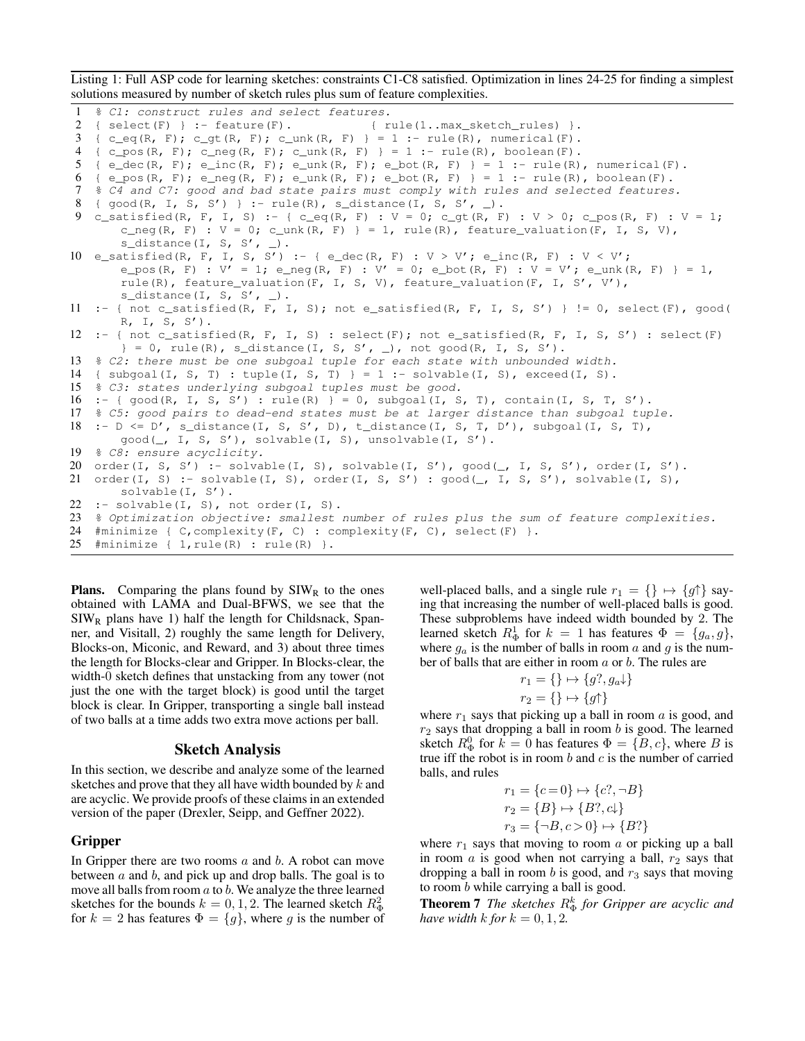Listing 1: Full ASP code for learning sketches: constraints C1-C8 satisfied. Optimization in lines 24-25 for finding a simplest solutions measured by number of sketch rules plus sum of feature complexities.

```
1  % C1: construct rules and select features.
2  { select(F) } :- feature(F).          { rule(1..max_sketch_rules) }.
3  { c_eq(R, F); c_gt(R, F); c_unk(R, F) } = 1 :- rule(R), numerical(F).
4  { c_pos(R, F); c_neg(R, F); c_unk(R, F) } = 1 :- rule(R), boolean(F).
5  { e_dec(R, F); e_inc(R, F); e_unk(R, F); e_bot(R, F) } = 1 :- rule(R), numerical(F).
6  { e_pos(R, F); e_neg(R, F); e_unk(R, F); e_bot(R, F) } = 1 :- rule(R), boolean(F).
7  % C4 and C7: good and bad state pairs must comply with rules and selected features.
8  { good(R, I, S, S') } :- rule(R), s_distance(I, S, S', _).
9  c_satisfied(R, F, I, S) :- { c_eq(R, F) : V = 0; c_gt(R, F) : V > 0; c_pos(R, F) : V = 1;
      c_neg(R, F) : V = 0; c_unk(R, F) } = 1, rule(R), feature_valuation(F, I, S, V),
      s_distance(I, S, S', _).
10 e_satisfied(R, F, I, S, S') :- { e_dec(R, F) : V > V'; e_inc(R, F) : V < V';
      e_pos(R, F) : V' = 1; e_neg(R, F) : V' = 0; e_bot(R, F) : V = V'; e_unk(R, F) } = 1,
      rule(R), feature_valuation(F, I, S, V), feature_valuation(F, I, S', V'),
      s_distance(I, S, S', _).
11 :- { not c_satisfied(R, F, I, S); not e_satisfied(R, F, I, S, S') } != 0, select(F), good(
      R, I, S, S').
12 :- { not c_satisfied(R, F, I, S) : select(F); not e_satisfied(R, F, I, S, S') : select(F)
      } = 0, rule(R), s_distance(I, S, S', _), not good(R, I, S, S').
13 % C2: there must be one subgoal tuple for each state with unbounded width.
14 { subgoal(I, S, T) : tuple(I, S, T) } = 1 :- solvable(I, S), exceed(I, S).
15 % C3: states underlying subgoal tuples must be good.
16 :- { good(R, I, S, S') : rule(R) } = 0, subgoal(I, S, T), contain(I, S, T, S').
17 % C5: good pairs to dead-end states must be at larger distance than subgoal tuple.
18 :- D <= D', s_distance(I, S, S', D), t_distance(I, S, T, D'), subgoal(I, S, T),
      good(_, I, S, S'), solvable(I, S), unsolvable(I, S').
19 % C8: ensure acyclicity.
20 order(I, S, S') :- solvable(I, S), solvable(I, S'), good(_, I, S, S'), order(I, S').
21 order(I, S) :- solvable(I, S), order(I, S, S') : good(_, I, S, S'), solvable(I, S),
      solvable(I, S').
22 :- solvable(I, S), not order(I, S).
23 % Optimization objective: smallest number of rules plus the sum of feature complexities.
24 #minimize { C,complexity(F, C) : complexity(F, C), select(F) }.
25 #minimize { 1,rule(R) : rule(R) }.
```

**Plans.** Comparing the plans found by $\text{SIW}_\text{R}$ to the ones obtained with LAMA and Dual-BFWS, we see that the $\text{SIW}_\text{R}$ plans have 1) half the length for Childsnack, Spanner, and Visitall, 2) roughly the same length for Delivery, Blocks-on, Miconic, and Reward, and 3) about three times the length for Blocks-clear and Gripper. In Blocks-clear, the width-0 sketch defines that unstacking from any tower (not just the one with the target block) is good until the target block is clear. In Gripper, transporting a single ball instead of two balls at a time adds two extra move actions per ball.

## Sketch Analysis

In this section, we describe and analyze some of the learned sketches and prove that they all have width bounded by $k$ and are acyclic. We provide proofs of these claims in an extended version of the paper (Drexler, Seipp, and Geffner 2022).

### Gripper

In Gripper there are two rooms $a$ and $b$. A robot can move between $a$ and $b$, and pick up and drop balls. The goal is to move all balls from room $a$ to $b$. We analyze the three learned sketches for the bounds $k = 0, 1, 2$. The learned sketch $R^2_\Phi$ for $k = 2$ has features $\Phi = \{g\}$, where $g$ is the number of well-placed balls, and a single rule $r_1 = \{\} \mapsto \{g\uparrow\}$ saying that increasing the number of well-placed balls is good. These subproblems have indeed width bounded by 2. The learned sketch $R^1_\Phi$ for $k = 1$ has features $\Phi = \{g_a, g\}$, where $g_a$ is the number of balls in room $a$ and $g$ is the number of balls that are either in room $a$ or $b$. The rules are

$$r_1 = \{\} \mapsto \{g?, g_a\downarrow\}$$
$$r_2 = \{\} \mapsto \{g\uparrow\}$$

where $r_1$ says that picking up a ball in room $a$ is good, and $r_2$ says that dropping a ball in room $b$ is good. The learned sketch $R^0_\Phi$ for $k = 0$ has features $\Phi = \{B, c\}$, where $B$ is true iff the robot is in room $b$ and $c$ is the number of carried balls, and rules

$$r_1 = \{c = 0\} \mapsto \{c?, \neg B\}$$
$$r_2 = \{B\} \mapsto \{B?, c\downarrow\}$$
$$r_3 = \{\neg B, c > 0\} \mapsto \{B?\}$$

where $r_1$ says that moving to room $a$ or picking up a ball in room $a$ is good when not carrying a ball, $r_2$ says that dropping a ball in room $b$ is good, and $r_3$ says that moving to room $b$ while carrying a ball is good.

**Theorem 7** *The sketches $R^k_\Phi$ for Gripper are acyclic and have width $k$ for $k = 0, 1, 2$.*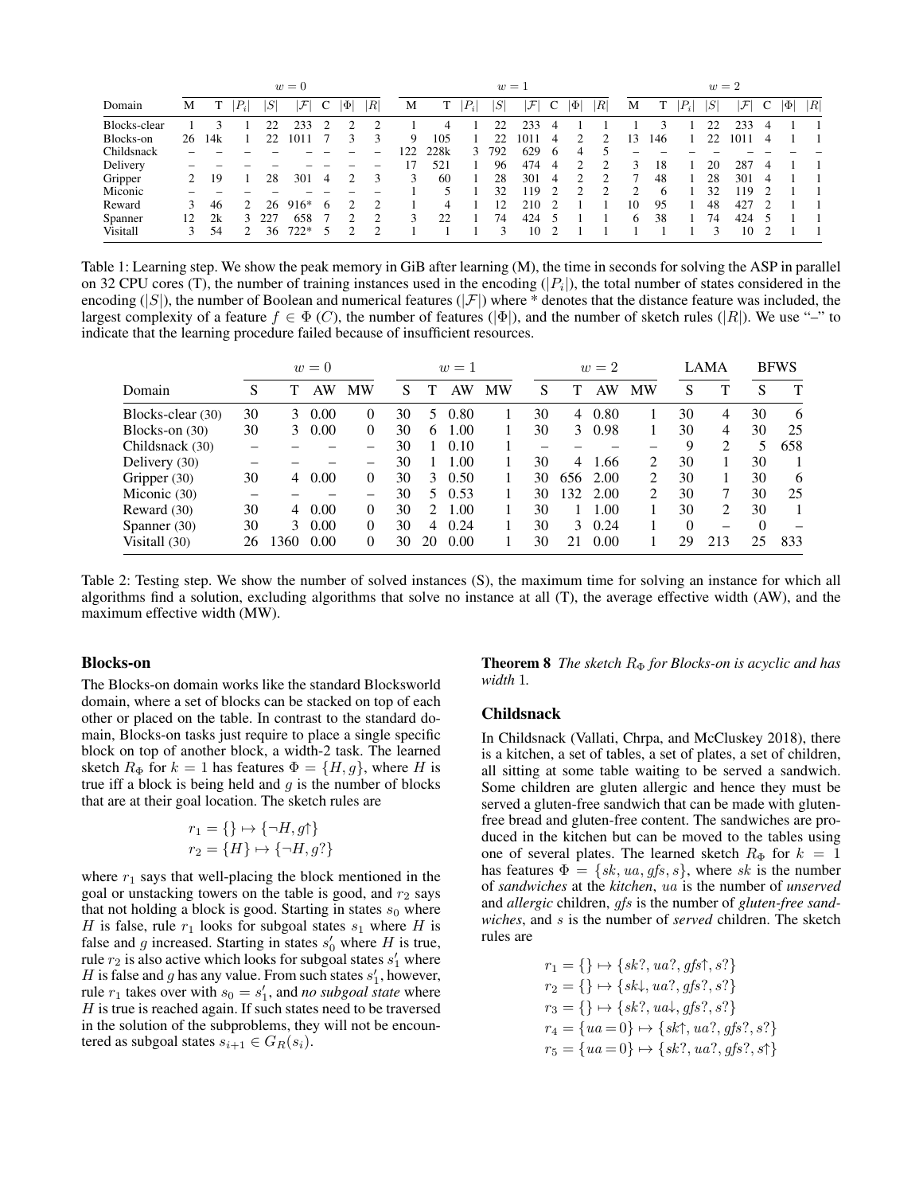| Domain | $w=0$ | | | | | | | | $w=1$ | | | | | | | | $w=2$ | | | | | | | |
|---|---|---|---|---|---|---|---|---|---|---|---|---|---|---|---|---|---|---|---|---|---|---|---|---|
| | M | T | $\|P_i\|$ | $\|S\|$ | $\|\mathcal{F}\|$ | C | $\|\Phi\|$ | $\|R\|$ | M | T | $\|P_i\|$ | $\|S\|$ | $\|\mathcal{F}\|$ | C | $\|\Phi\|$ | $\|R\|$ | M | T | $\|P_i\|$ | $\|S\|$ | $\|\mathcal{F}\|$ | C | $\|\Phi\|$ | $\|R\|$ |
| Blocks-clear | 1 | 3 | 1 | 22 | 233 | 2 | 2 | 2 | 1 | 4 | 1 | 22 | 233 | 4 | 1 | 1 | 1 | 3 | 1 | 22 | 233 | 4 | 1 | 1 |
| Blocks-on | 26 | 14k | 1 | 22 | 1011 | 7 | 3 | 3 | 9 | 105 | 1 | 22 | 1011 | 4 | 2 | 2 | 13 | 146 | 1 | 22 | 1011 | 4 | 1 | 1 |
| Childsnack | – | – | – | – | – | – | – | – | 122 | 228k | 3 | 792 | 629 | 6 | 4 | 5 | – | – | – | – | – | – | – | – |
| Delivery | – | – | – | – | – | – | – | – | 17 | 521 | 1 | 96 | 474 | 4 | 2 | 2 | 3 | 18 | 1 | 20 | 287 | 4 | 1 | 1 |
| Gripper | 2 | 19 | 1 | 28 | 301 | 4 | 2 | 3 | 3 | 60 | 1 | 28 | 301 | 4 | 2 | 2 | 7 | 48 | 1 | 28 | 301 | 4 | 1 | 1 |
| Miconic | – | – | – | – | – | – | – | – | 1 | 5 | 1 | 32 | 119 | 2 | 2 | 2 | 2 | 6 | 1 | 32 | 119 | 2 | 1 | 1 |
| Reward | 3 | 46 | 2 | 26 | 916* | 6 | 2 | 2 | 1 | 4 | 1 | 12 | 210 | 2 | 1 | 1 | 10 | 95 | 1 | 48 | 427 | 2 | 1 | 1 |
| Spanner | 12 | 2k | 3 | 227 | 658 | 7 | 2 | 2 | 3 | 22 | 1 | 74 | 424 | 5 | 1 | 1 | 6 | 38 | 1 | 74 | 424 | 5 | 1 | 1 |
| Visitall | 3 | 54 | 2 | 36 | 722* | 5 | 2 | 2 | 1 | 1 | 1 | 3 | 10 | 2 | 1 | 1 | 1 | 1 | 1 | 3 | 10 | 2 | 1 | 1 |

Table 1: Learning step. We show the peak memory in GiB after learning (M), the time in seconds for solving the ASP in parallel on 32 CPU cores (T), the number of training instances used in the encoding ($|P_i|$), the total number of states considered in the encoding ($|S|$), the number of Boolean and numerical features ($|\mathcal{F}|$) where * denotes that the distance feature was included, the largest complexity of a feature $f \in \Phi$ (C), the number of features ($|\Phi|$), and the number of sketch rules ($|R|$). We use "–" to indicate that the learning procedure failed because of insufficient resources.

| Domain | $w=0$ | | | | $w=1$ | | | | $w=2$ | | | | LAMA | | BFWS | |
|---|---|---|---|---|---|---|---|---|---|---|---|---|---|---|---|---|
| | S | T | AW | MW | S | T | AW | MW | S | T | AW | MW | S | T | S | T |
| Blocks-clear (30) | 30 | 3 | 0.00 | 0 | 30 | 5 | 0.80 | 1 | 30 | 4 | 0.80 | 1 | 30 | 4 | 30 | 6 |
| Blocks-on (30) | 30 | 3 | 0.00 | 0 | 30 | 6 | 1.00 | 1 | 30 | 3 | 0.98 | 1 | 30 | 4 | 30 | 25 |
| Childsnack (30) | – | – | – | – | 30 | 1 | 0.10 | 1 | – | – | – | – | 9 | 2 | 5 | 658 |
| Delivery (30) | – | – | – | – | 30 | 1 | 1.00 | 1 | 30 | 4 | 1.66 | 2 | 30 | 1 | 30 | 1 |
| Gripper (30) | 30 | 4 | 0.00 | 0 | 30 | 3 | 0.50 | 1 | 30 | 656 | 2.00 | 2 | 30 | 1 | 30 | 6 |
| Miconic (30) | – | – | – | – | 30 | 5 | 0.53 | 1 | 30 | 132 | 2.00 | 2 | 30 | 7 | 30 | 25 |
| Reward (30) | 30 | 4 | 0.00 | 0 | 30 | 2 | 1.00 | 1 | 30 | 1 | 1.00 | 1 | 30 | 2 | 30 | 1 |
| Spanner (30) | 30 | 3 | 0.00 | 0 | 30 | 4 | 0.24 | 1 | 30 | 3 | 0.24 | 1 | 0 | – | 0 | – |
| Visitall (30) | 26 | 1360 | 0.00 | 0 | 30 | 20 | 0.00 | 1 | 30 | 21 | 0.00 | 1 | 29 | 213 | 25 | 833 |

Table 2: Testing step. We show the number of solved instances (S), the maximum time for solving an instance for which all algorithms find a solution, excluding algorithms that solve no instance at all (T), the average effective width (AW), and the maximum effective width (MW).

## Blocks-on

The Blocks-on domain works like the standard Blocksworld domain, where a set of blocks can be stacked on top of each other or placed on the table. In contrast to the standard domain, Blocks-on tasks just require to place a single specific block on top of another block, a width-2 task. The learned sketch $R_\Phi$ for $k = 1$ has features $\Phi = \{H, g\}$, where $H$ is true iff a block is being held and $g$ is the number of blocks that are at their goal location. The sketch rules are

$$r_1 = \{\} \mapsto \{\neg H, g\uparrow\}$$
$$r_2 = \{H\} \mapsto \{\neg H, g?\}$$

where $r_1$ says that well-placing the block mentioned in the goal or unstacking towers on the table is good, and $r_2$ says that not holding a block is good. Starting in states $s_0$ where $H$ is false, rule $r_1$ looks for subgoal states $s_1$ where $H$ is false and $g$ increased. Starting in states $s_0'$ where $H$ is true, rule $r_2$ is also active which looks for subgoal states $s_1'$ where $H$ is false and $g$ has any value. From such states $s_1'$, however, rule $r_1$ takes over with $s_0 = s_1'$, and *no subgoal state* where $H$ is true is reached again. If such states need to be traversed in the solution of the subproblems, they will not be encountered as subgoal states $s_{i+1} \in G_R(s_i)$.

**Theorem 8** *The sketch $R_\Phi$ for Blocks-on is acyclic and has width 1.*

## Childsnack

In Childsnack (Vallati, Chrpa, and McCluskey 2018), there is a kitchen, a set of tables, a set of plates, a set of children, all sitting at some table waiting to be served a sandwich. Some children are gluten allergic and hence they must be served a gluten-free sandwich that can be made with gluten-free bread and gluten-free content. The sandwiches are produced in the kitchen but can be moved to the tables using one of several plates. The learned sketch $R_\Phi$ for $k = 1$ has features $\Phi = \{sk, ua, gfs, s\}$, where $sk$ is the number of *sandwiches* at the *kitchen*, $ua$ is the number of *unserved* and *allergic* children, *gfs* is the number of *gluten-free sandwiches*, and $s$ is the number of *served* children. The sketch rules are

$$r_1 = \{\} \mapsto \{sk?, ua?, gfs\uparrow, s?\}$$
$$r_2 = \{\} \mapsto \{sk\downarrow, ua?, gfs?, s?\}$$
$$r_3 = \{\} \mapsto \{sk?, ua\downarrow, gfs?, s?\}$$
$$r_4 = \{ua = 0\} \mapsto \{sk\uparrow, ua?, gfs?, s?\}$$
$$r_5 = \{ua = 0\} \mapsto \{sk?, ua?, gfs?, s\uparrow\}$$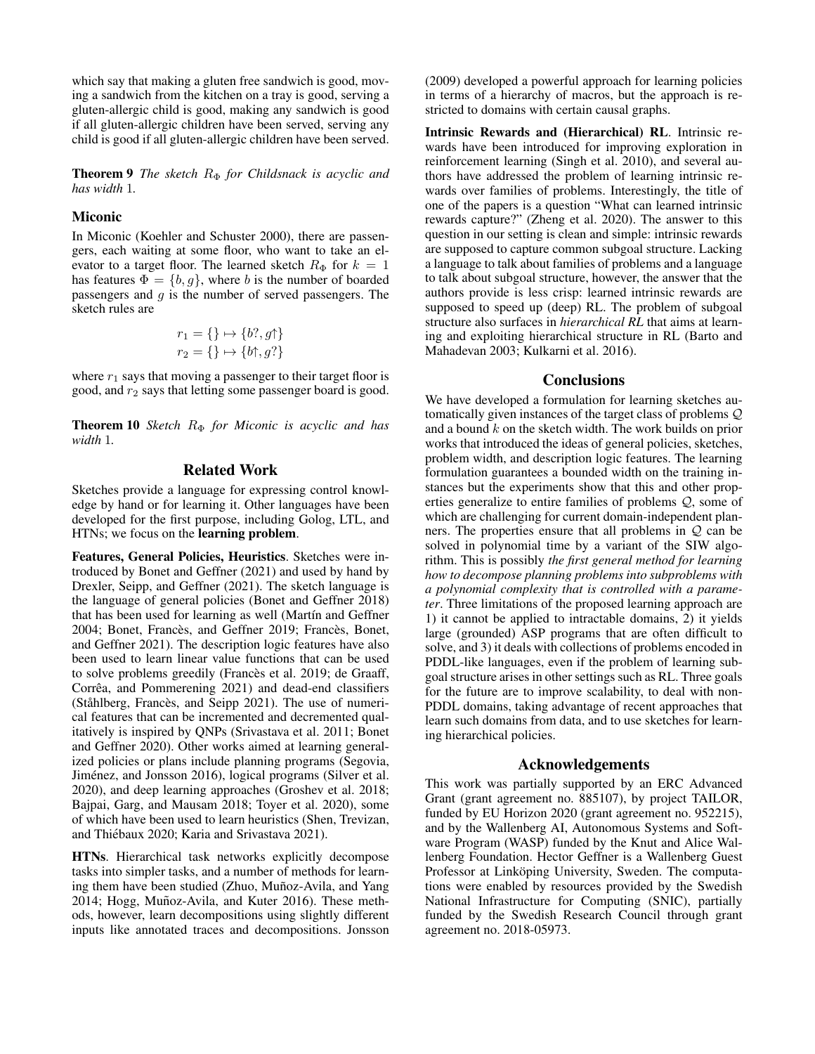which say that making a gluten free sandwich is good, moving a sandwich from the kitchen on a tray is good, serving a gluten-allergic child is good, making any sandwich is good if all gluten-allergic children have been served, serving any child is good if all gluten-allergic children have been served.

**Theorem 9** *The sketch $R_\Phi$ for Childsnack is acyclic and has width* 1*.*

## Miconic

In Miconic (Koehler and Schuster 2000), there are passengers, each waiting at some floor, who want to take an elevator to a target floor. The learned sketch $R_\Phi$ for $k = 1$ has features $\Phi = \{b, g\}$, where $b$ is the number of boarded passengers and $g$ is the number of served passengers. The sketch rules are

$$r_1 = \{\} \mapsto \{b?, g\uparrow\}$$
$$r_2 = \{\} \mapsto \{b\uparrow, g?\}$$

where $r_1$ says that moving a passenger to their target floor is good, and $r_2$ says that letting some passenger board is good.

**Theorem 10** *Sketch $R_\Phi$ for Miconic is acyclic and has width* 1*.*

# Related Work

Sketches provide a language for expressing control knowledge by hand or for learning it. Other languages have been developed for the first purpose, including Golog, LTL, and HTNs; we focus on the **learning problem**.

**Features, General Policies, Heuristics**. Sketches were introduced by Bonet and Geffner (2021) and used by hand by Drexler, Seipp, and Geffner (2021). The sketch language is the language of general policies (Bonet and Geffner 2018) that has been used for learning as well (Martín and Geffner 2004; Bonet, Francès, and Geffner 2019; Francès, Bonet, and Geffner 2021). The description logic features have also been used to learn linear value functions that can be used to solve problems greedily (Francès et al. 2019; de Graaff, Corrêa, and Pommerening 2021) and dead-end classifiers (Ståhlberg, Francès, and Seipp 2021). The use of numerical features that can be incremented and decremented qualitatively is inspired by QNPs (Srivastava et al. 2011; Bonet and Geffner 2020). Other works aimed at learning generalized policies or plans include planning programs (Segovia, Jiménez, and Jonsson 2016), logical programs (Silver et al. 2020), and deep learning approaches (Groshev et al. 2018; Bajpai, Garg, and Mausam 2018; Toyer et al. 2020), some of which have been used to learn heuristics (Shen, Trevizan, and Thiébaux 2020; Karia and Srivastava 2021).

**HTNs**. Hierarchical task networks explicitly decompose tasks into simpler tasks, and a number of methods for learning them have been studied (Zhuo, Muñoz-Avila, and Yang 2014; Hogg, Muñoz-Avila, and Kuter 2016). These methods, however, learn decompositions using slightly different inputs like annotated traces and decompositions. Jonsson (2009) developed a powerful approach for learning policies in terms of a hierarchy of macros, but the approach is restricted to domains with certain causal graphs.

**Intrinsic Rewards and (Hierarchical) RL**. Intrinsic rewards have been introduced for improving exploration in reinforcement learning (Singh et al. 2010), and several authors have addressed the problem of learning intrinsic rewards over families of problems. Interestingly, the title of one of the papers is a question "What can learned intrinsic rewards capture?" (Zheng et al. 2020). The answer to this question in our setting is clean and simple: intrinsic rewards are supposed to capture common subgoal structure. Lacking a language to talk about families of problems and a language to talk about subgoal structure, however, the answer that the authors provide is less crisp: learned intrinsic rewards are supposed to speed up (deep) RL. The problem of subgoal structure also surfaces in *hierarchical RL* that aims at learning and exploiting hierarchical structure in RL (Barto and Mahadevan 2003; Kulkarni et al. 2016).

# Conclusions

We have developed a formulation for learning sketches automatically given instances of the target class of problems $\mathcal{Q}$ and a bound $k$ on the sketch width. The work builds on prior works that introduced the ideas of general policies, sketches, problem width, and description logic features. The learning formulation guarantees a bounded width on the training instances but the experiments show that this and other properties generalize to entire families of problems $\mathcal{Q}$, some of which are challenging for current domain-independent planners. The properties ensure that all problems in $\mathcal{Q}$ can be solved in polynomial time by a variant of the SIW algorithm. This is possibly *the first general method for learning how to decompose planning problems into subproblems with a polynomial complexity that is controlled with a parameter*. Three limitations of the proposed learning approach are 1) it cannot be applied to intractable domains, 2) it yields large (grounded) ASP programs that are often difficult to solve, and 3) it deals with collections of problems encoded in PDDL-like languages, even if the problem of learning subgoal structure arises in other settings such as RL. Three goals for the future are to improve scalability, to deal with non-PDDL domains, taking advantage of recent approaches that learn such domains from data, and to use sketches for learning hierarchical policies.

# Acknowledgements

This work was partially supported by an ERC Advanced Grant (grant agreement no. 885107), by project TAILOR, funded by EU Horizon 2020 (grant agreement no. 952215), and by the Wallenberg AI, Autonomous Systems and Software Program (WASP) funded by the Knut and Alice Wallenberg Foundation. Hector Geffner is a Wallenberg Guest Professor at Linköping University, Sweden. The computations were enabled by resources provided by the Swedish National Infrastructure for Computing (SNIC), partially funded by the Swedish Research Council through grant agreement no. 2018-05973.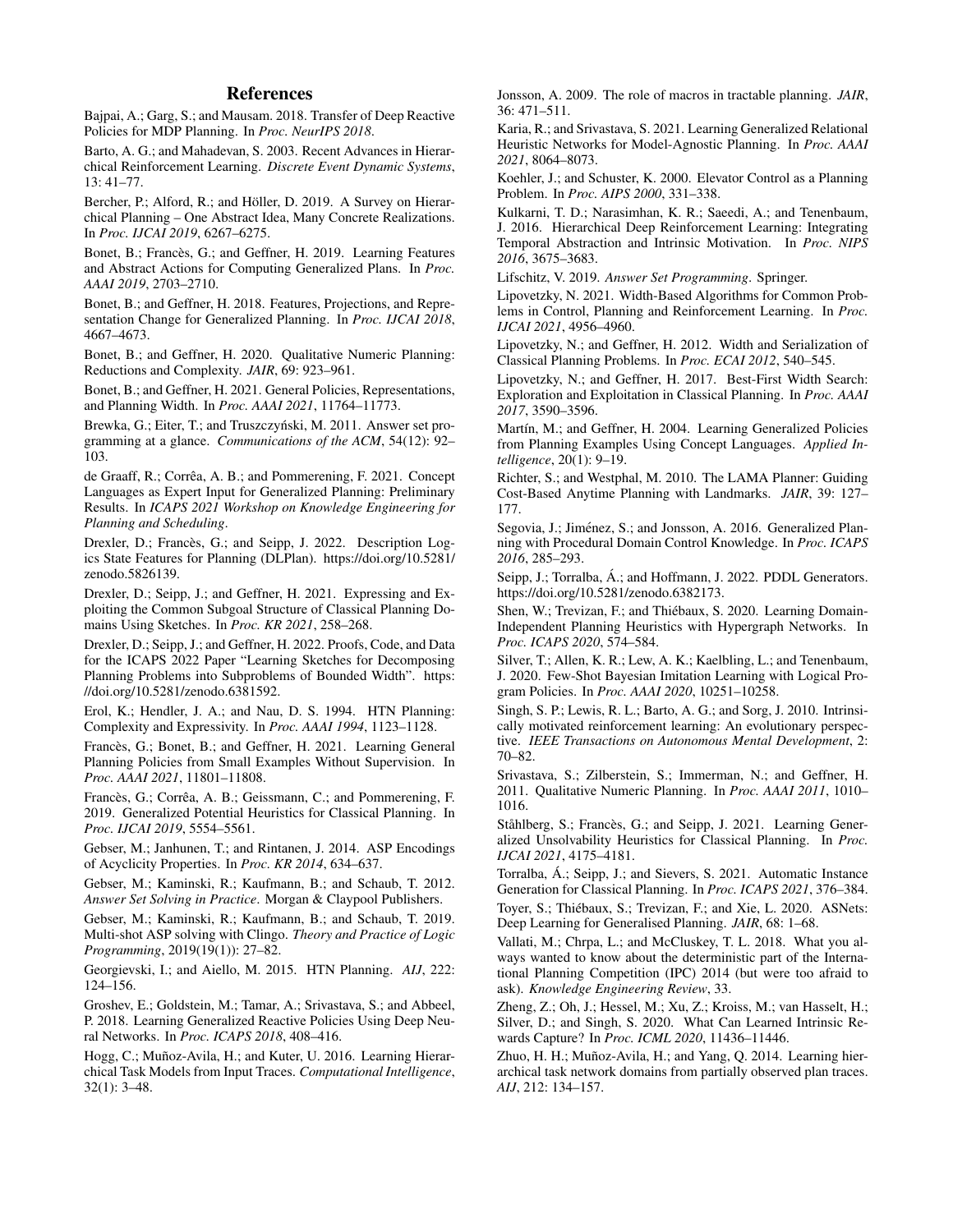## References

Bajpai, A.; Garg, S.; and Mausam. 2018. Transfer of Deep Reactive Policies for MDP Planning. In *Proc. NeurIPS 2018*.

Barto, A. G.; and Mahadevan, S. 2003. Recent Advances in Hierarchical Reinforcement Learning. *Discrete Event Dynamic Systems*, 13: 41–77.

Bercher, P.; Alford, R.; and Höller, D. 2019. A Survey on Hierarchical Planning – One Abstract Idea, Many Concrete Realizations. In *Proc. IJCAI 2019*, 6267–6275.

Bonet, B.; Francès, G.; and Geffner, H. 2019. Learning Features and Abstract Actions for Computing Generalized Plans. In *Proc. AAAI 2019*, 2703–2710.

Bonet, B.; and Geffner, H. 2018. Features, Projections, and Representation Change for Generalized Planning. In *Proc. IJCAI 2018*, 4667–4673.

Bonet, B.; and Geffner, H. 2020. Qualitative Numeric Planning: Reductions and Complexity. *JAIR*, 69: 923–961.

Bonet, B.; and Geffner, H. 2021. General Policies, Representations, and Planning Width. In *Proc. AAAI 2021*, 11764–11773.

Brewka, G.; Eiter, T.; and Truszczyński, M. 2011. Answer set programming at a glance. *Communications of the ACM*, 54(12): 92–103.

de Graaff, R.; Corrêa, A. B.; and Pommerening, F. 2021. Concept Languages as Expert Input for Generalized Planning: Preliminary Results. In *ICAPS 2021 Workshop on Knowledge Engineering for Planning and Scheduling*.

Drexler, D.; Francès, G.; and Seipp, J. 2022. Description Logics State Features for Planning (DLPlan). https://doi.org/10.5281/zenodo.5826139.

Drexler, D.; Seipp, J.; and Geffner, H. 2021. Expressing and Exploiting the Common Subgoal Structure of Classical Planning Domains Using Sketches. In *Proc. KR 2021*, 258–268.

Drexler, D.; Seipp, J.; and Geffner, H. 2022. Proofs, Code, and Data for the ICAPS 2022 Paper "Learning Sketches for Decomposing Planning Problems into Subproblems of Bounded Width". https://doi.org/10.5281/zenodo.6381592.

Erol, K.; Hendler, J. A.; and Nau, D. S. 1994. HTN Planning: Complexity and Expressivity. In *Proc. AAAI 1994*, 1123–1128.

Francès, G.; Bonet, B.; and Geffner, H. 2021. Learning General Planning Policies from Small Examples Without Supervision. In *Proc. AAAI 2021*, 11801–11808.

Francès, G.; Corrêa, A. B.; Geissmann, C.; and Pommerening, F. 2019. Generalized Potential Heuristics for Classical Planning. In *Proc. IJCAI 2019*, 5554–5561.

Gebser, M.; Janhunen, T.; and Rintanen, J. 2014. ASP Encodings of Acyclicity Properties. In *Proc. KR 2014*, 634–637.

Gebser, M.; Kaminski, R.; Kaufmann, B.; and Schaub, T. 2012. *Answer Set Solving in Practice*. Morgan & Claypool Publishers.

Gebser, M.; Kaminski, R.; Kaufmann, B.; and Schaub, T. 2019. Multi-shot ASP solving with Clingo. *Theory and Practice of Logic Programming*, 2019(19(1)): 27–82.

Georgievski, I.; and Aiello, M. 2015. HTN Planning. *AIJ*, 222: 124–156.

Groshev, E.; Goldstein, M.; Tamar, A.; Srivastava, S.; and Abbeel, P. 2018. Learning Generalized Reactive Policies Using Deep Neural Networks. In *Proc. ICAPS 2018*, 408–416.

Hogg, C.; Muñoz-Avila, H.; and Kuter, U. 2016. Learning Hierarchical Task Models from Input Traces. *Computational Intelligence*, 32(1): 3–48.

Jonsson, A. 2009. The role of macros in tractable planning. *JAIR*, 36: 471–511.

Karia, R.; and Srivastava, S. 2021. Learning Generalized Relational Heuristic Networks for Model-Agnostic Planning. In *Proc. AAAI 2021*, 8064–8073.

Koehler, J.; and Schuster, K. 2000. Elevator Control as a Planning Problem. In *Proc. AIPS 2000*, 331–338.

Kulkarni, T. D.; Narasimhan, K. R.; Saeedi, A.; and Tenenbaum, J. 2016. Hierarchical Deep Reinforcement Learning: Integrating Temporal Abstraction and Intrinsic Motivation. In *Proc. NIPS 2016*, 3675–3683.

Lifschitz, V. 2019. *Answer Set Programming*. Springer.

Lipovetzky, N. 2021. Width-Based Algorithms for Common Problems in Control, Planning and Reinforcement Learning. In *Proc. IJCAI 2021*, 4956–4960.

Lipovetzky, N.; and Geffner, H. 2012. Width and Serialization of Classical Planning Problems. In *Proc. ECAI 2012*, 540–545.

Lipovetzky, N.; and Geffner, H. 2017. Best-First Width Search: Exploration and Exploitation in Classical Planning. In *Proc. AAAI 2017*, 3590–3596.

Martín, M.; and Geffner, H. 2004. Learning Generalized Policies from Planning Examples Using Concept Languages. *Applied Intelligence*, 20(1): 9–19.

Richter, S.; and Westphal, M. 2010. The LAMA Planner: Guiding Cost-Based Anytime Planning with Landmarks. *JAIR*, 39: 127–177.

Segovia, J.; Jiménez, S.; and Jonsson, A. 2016. Generalized Planning with Procedural Domain Control Knowledge. In *Proc. ICAPS 2016*, 285–293.

Seipp, J.; Torralba, Á.; and Hoffmann, J. 2022. PDDL Generators. https://doi.org/10.5281/zenodo.6382173.

Shen, W.; Trevizan, F.; and Thiébaux, S. 2020. Learning Domain-Independent Planning Heuristics with Hypergraph Networks. In *Proc. ICAPS 2020*, 574–584.

Silver, T.; Allen, K. R.; Lew, A. K.; Kaelbling, L.; and Tenenbaum, J. 2020. Few-Shot Bayesian Imitation Learning with Logical Program Policies. In *Proc. AAAI 2020*, 10251–10258.

Singh, S. P.; Lewis, R. L.; Barto, A. G.; and Sorg, J. 2010. Intrinsically motivated reinforcement learning: An evolutionary perspective. *IEEE Transactions on Autonomous Mental Development*, 2: 70–82.

Srivastava, S.; Zilberstein, S.; Immerman, N.; and Geffner, H. 2011. Qualitative Numeric Planning. In *Proc. AAAI 2011*, 1010–1016.

Ståhlberg, S.; Francès, G.; and Seipp, J. 2021. Learning Generalized Unsolvability Heuristics for Classical Planning. In *Proc. IJCAI 2021*, 4175–4181.

Torralba, Á.; Seipp, J.; and Sievers, S. 2021. Automatic Instance Generation for Classical Planning. In *Proc. ICAPS 2021*, 376–384.

Toyer, S.; Thiébaux, S.; Trevizan, F.; and Xie, L. 2020. ASNets: Deep Learning for Generalised Planning. *JAIR*, 68: 1–68.

Vallati, M.; Chrpa, L.; and McCluskey, T. L. 2018. What you always wanted to know about the deterministic part of the International Planning Competition (IPC) 2014 (but were too afraid to ask). *Knowledge Engineering Review*, 33.

Zheng, Z.; Oh, J.; Hessel, M.; Xu, Z.; Kroiss, M.; van Hasselt, H.; Silver, D.; and Singh, S. 2020. What Can Learned Intrinsic Rewards Capture? In *Proc. ICML 2020*, 11436–11446.

Zhuo, H. H.; Muñoz-Avila, H.; and Yang, Q. 2014. Learning hierarchical task network domains from partially observed plan traces. *AIJ*, 212: 134–157.